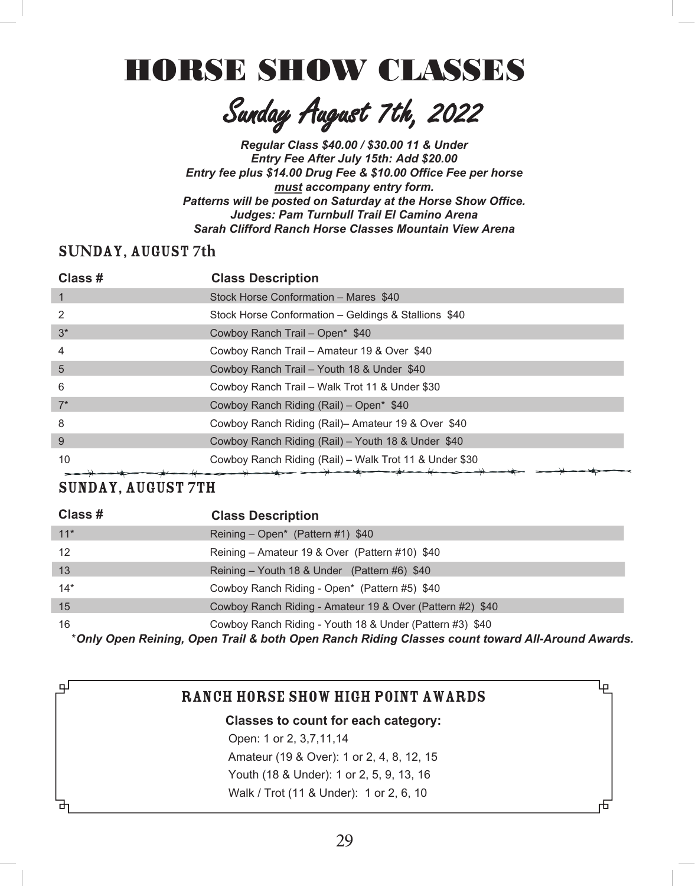# HORSE SHOW CLASSES

## Sunday August 7th, 2022

***Regular Class $40.00 / $30.00 11 & Under***
***Entry Fee After July 15th: Add $20.00***
***Entry fee plus $14.00 Drug Fee & $10.00 Office Fee per horse <u>must</u> accompany entry form.***
***Patterns will be posted on Saturday at the Horse Show Office.***
***Judges: Pam Turnbull Trail El Camino Arena***
***Sarah Clifford Ranch Horse Classes Mountain View Arena***

### SUNDAY, AUGUST 7th

| Class # | Class Description |
|---|---|
| 1 | Stock Horse Conformation – Mares $40 |
| 2 | Stock Horse Conformation – Geldings & Stallions $40 |
| 3* | Cowboy Ranch Trail – Open* $40 |
| 4 | Cowboy Ranch Trail – Amateur 19 & Over $40 |
| 5 | Cowboy Ranch Trail – Youth 18 & Under $40 |
| 6 | Cowboy Ranch Trail – Walk Trot 11 & Under $30 |
| 7* | Cowboy Ranch Riding (Rail) – Open* $40 |
| 8 | Cowboy Ranch Riding (Rail)– Amateur 19 & Over $40 |
| 9 | Cowboy Ranch Riding (Rail) – Youth 18 & Under $40 |
| 10 | Cowboy Ranch Riding (Rail) – Walk Trot 11 & Under $30 |

### SUNDAY, AUGUST 7TH

| Class # | Class Description |
|---|---|
| 11* | Reining – Open* (Pattern #1) $40 |
| 12 | Reining – Amateur 19 & Over (Pattern #10) $40 |
| 13 | Reining – Youth 18 & Under (Pattern #6) $40 |
| 14* | Cowboy Ranch Riding - Open* (Pattern #5) $40 |
| 15 | Cowboy Ranch Riding - Amateur 19 & Over (Pattern #2) $40 |
| 16 | Cowboy Ranch Riding - Youth 18 & Under (Pattern #3) $40 |

**\****Only Open Reining, Open Trail & both Open Ranch Riding Classes count toward All-Around Awards.***

### RANCH HORSE SHOW HIGH POINT AWARDS

**Classes to count for each category:**

Open: 1 or 2, 3,7,11,14
Amateur (19 & Over): 1 or 2, 4, 8, 12, 15
Youth (18 & Under): 1 or 2, 5, 9, 13, 16
Walk / Trot (11 & Under): 1 or 2, 6, 10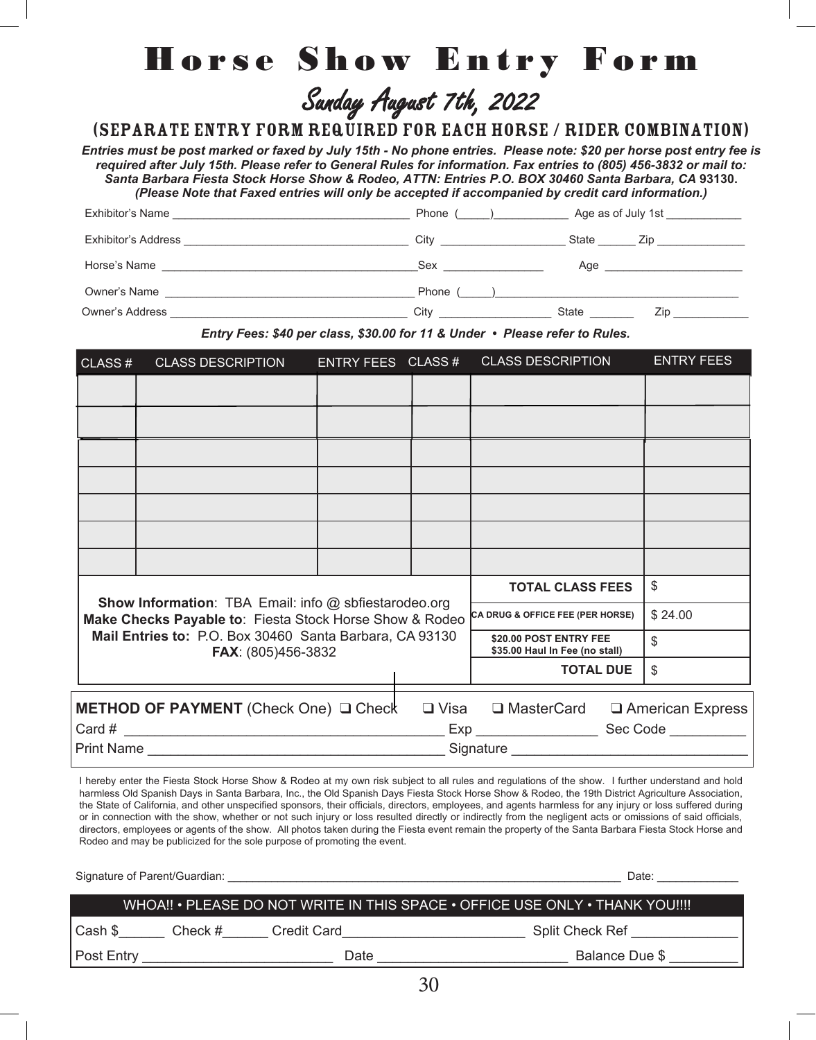# Horse Show Entry Form

## Sunday August 7th, 2022

### (SEPARATE ENTRY FORM REQUIRED FOR EACH HORSE / RIDER COMBINATION)

***Entries must be post marked or faxed by July 15th - No phone entries. Please note: $20 per horse post entry fee is required after July 15th. Please refer to General Rules for information. Fax entries to (805) 456-3832 or mail to: Santa Barbara Fiesta Stock Horse Show & Rodeo, ATTN: Entries P.O. BOX 30460 Santa Barbara, CA 93130. (Please Note that Faxed entries will only be accepted if accompanied by credit card information.)***

Exhibitor's Name ______________________________ Phone (_____)___________ Age as of July 1st ___________

Exhibitor's Address ______________________________ City _________________ State ______ Zip _____________

Horse's Name ______________________________ Sex _______________ Age ____________________

Owner's Name ______________________________ Phone (_____)_________________________________

Owner's Address ______________________________ City _________________ State _______ Zip ___________

***Entry Fees: $40 per class, $30.00 for 11 & Under • Please refer to Rules.***

| CLASS # | CLASS DESCRIPTION | ENTRY FEES | CLASS # | CLASS DESCRIPTION | ENTRY FEES |
|---|---|---|---|---|---|
| | | | | | |
| | | | | | |
| | | | | | |
| | | | | | |
| | | | | | |
| | | | | | |
| | | | | | |

| | | |
|---|---|---|
| **Show Information**: TBA Email: info @ sbfiestarodeo.org<br>**Make Checks Payable to**: Fiesta Stock Horse Show & Rodeo<br>**Mail Entries to:** P.O. Box 30460 Santa Barbara, CA 93130<br>**FAX**: (805)456-3832 | **TOTAL CLASS FEES** | $ |
| | **CA DRUG & OFFICE FEE (PER HORSE)** | $ 24.00 |
| | **$20.00 POST ENTRY FEE**<br>**$35.00 Haul In Fee (no stall)** | $ |
| | **TOTAL DUE** | $ |

**METHOD OF PAYMENT** (Check One) ❑ Check ❑ Visa ❑ MasterCard ❑ American Express

Card # ________________________________________ Exp _______________ Sec Code __________

Print Name ____________________________________ Signature ______________________________

I hereby enter the Fiesta Stock Horse Show & Rodeo at my own risk subject to all rules and regulations of the show. I further understand and hold harmless Old Spanish Days in Santa Barbara, Inc., the Old Spanish Days Fiesta Stock Horse Show & Rodeo, the 19th District Agriculture Association, the State of California, and other unspecified sponsors, their officials, directors, employees, and agents harmless for any injury or loss suffered during or in connection with the show, whether or not such injury or loss resulted directly or indirectly from the negligent acts or omissions of said officials, directors, employees or agents of the show. All photos taken during the Fiesta event remain the property of the Santa Barbara Fiesta Stock Horse and Rodeo and may be publicized for the sole purpose of promoting the event.

Signature of Parent/Guardian: ____________________________________________________________ Date: _____________

**WHOA!! • PLEASE DO NOT WRITE IN THIS SPACE • OFFICE USE ONLY • THANK YOU!!!!**

Cash $______ Check #______ Credit Card________________________ Split Check Ref ______________

Post Entry ________________________ Date ________________________ Balance Due $ _________